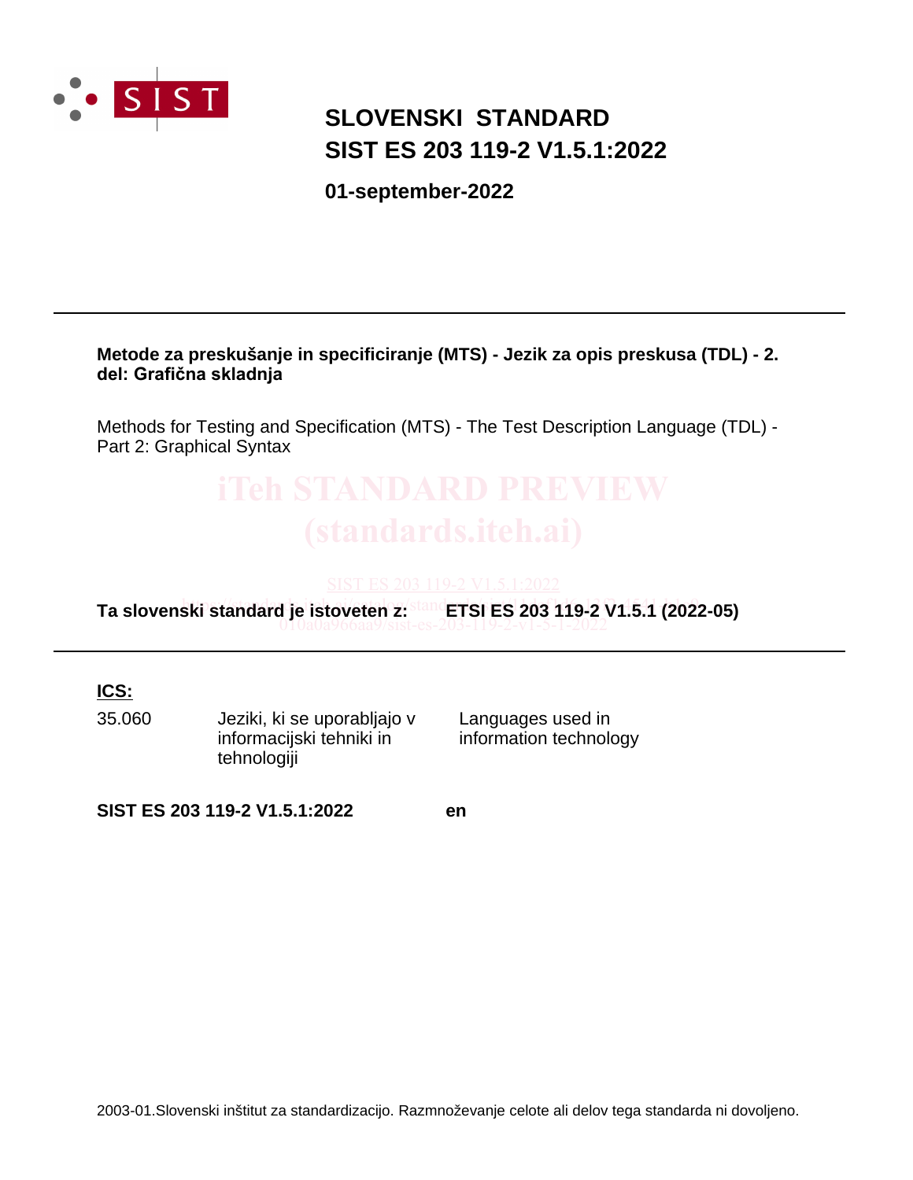# SLOVENSKI STANDARD
# SIST ES 203 119-2 V1.5.1:2022

**01-september-2022**

---

**Metode za preskušanje in specificiranje (MTS) - Jezik za opis preskusa (TDL) - 2. del: Grafična skladnja**

Methods for Testing and Specification (MTS) - The Test Description Language (TDL) - Part 2: Graphical Syntax

**Ta slovenski standard je istoveten z:** **ETSI ES 203 119-2 V1.5.1 (2022-05)**

---

**ICS:**

| | | |
|---|---|---|
| 35.060 | Jeziki, ki se uporabljajo v informacijski tehniki in tehnologiji | Languages used in information technology |

**SIST ES 203 119-2 V1.5.1:2022** **en**

2003-01.Slovenski inštitut za standardizacijo. Razmnoževanje celote ali delov tega standarda ni dovoljeno.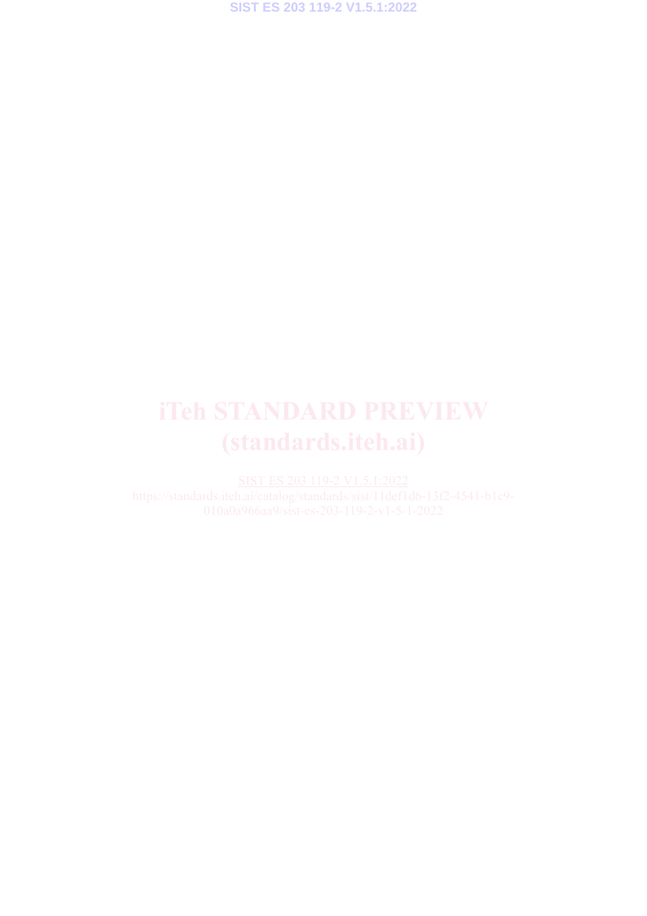# iTeh STANDARD PREVIEW
# (standards.iteh.ai)

SIST ES 203 119-2 V1.5.1:2022

https://standards.iteh.ai/catalog/standards/sist/11def1d6-13f2-4541-b1c9-010a0a966aa9/sist-es-203-119-2-v1-5-1-2022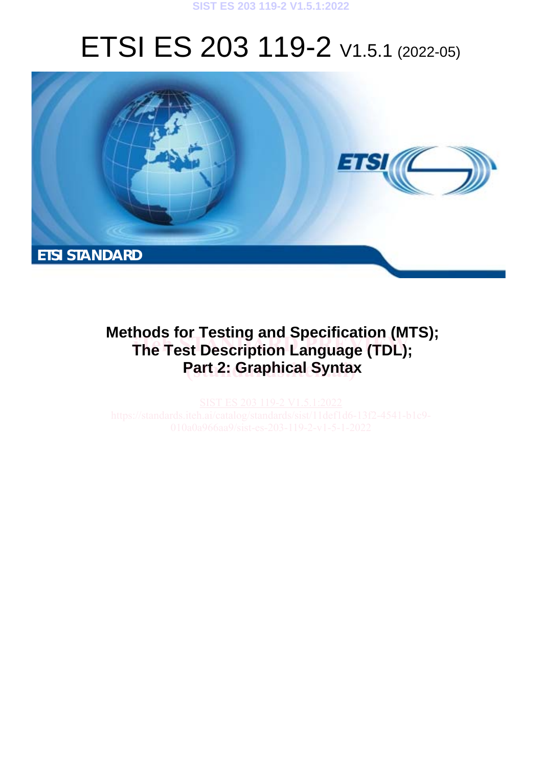# ETSI ES 203 119-2 V1.5.1 (2022-05)

ETSI STANDARD

**Methods for Testing and Specification (MTS);**
**The Test Description Language (TDL);**
**Part 2: Graphical Syntax**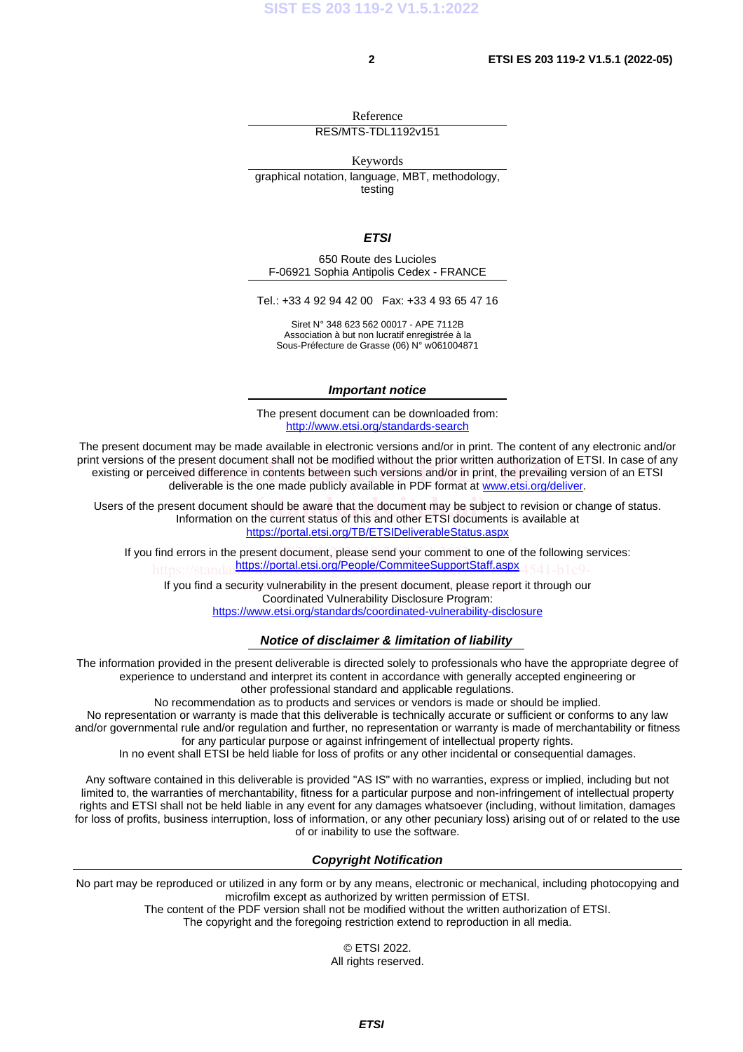Reference

RES/MTS-TDL1192v151

Keywords

graphical notation, language, MBT, methodology, testing

***ETSI***

650 Route des Lucioles
F-06921 Sophia Antipolis Cedex - FRANCE

Tel.: +33 4 92 94 42 00   Fax: +33 4 93 65 47 16

Siret N° 348 623 562 00017 - APE 7112B
Association à but non lucratif enregistrée à la
Sous-Préfecture de Grasse (06) N° w061004871

***Important notice***

The present document can be downloaded from:
http://www.etsi.org/standards-search

The present document may be made available in electronic versions and/or in print. The content of any electronic and/or print versions of the present document shall not be modified without the prior written authorization of ETSI. In case of any existing or perceived difference in contents between such versions and/or in print, the prevailing version of an ETSI deliverable is the one made publicly available in PDF format at www.etsi.org/deliver.

Users of the present document should be aware that the document may be subject to revision or change of status. Information on the current status of this and other ETSI documents is available at https://portal.etsi.org/TB/ETSIDeliverableStatus.aspx

If you find errors in the present document, please send your comment to one of the following services:
https://portal.etsi.org/People/CommiteeSupportStaff.aspx

If you find a security vulnerability in the present document, please report it through our Coordinated Vulnerability Disclosure Program:
https://www.etsi.org/standards/coordinated-vulnerability-disclosure

***Notice of disclaimer & limitation of liability***

The information provided in the present deliverable is directed solely to professionals who have the appropriate degree of experience to understand and interpret its content in accordance with generally accepted engineering or other professional standard and applicable regulations.
No recommendation as to products and services or vendors is made or should be implied.
No representation or warranty is made that this deliverable is technically accurate or sufficient or conforms to any law and/or governmental rule and/or regulation and further, no representation or warranty is made of merchantability or fitness for any particular purpose or against infringement of intellectual property rights.
In no event shall ETSI be held liable for loss of profits or any other incidental or consequential damages.

Any software contained in this deliverable is provided "AS IS" with no warranties, express or implied, including but not limited to, the warranties of merchantability, fitness for a particular purpose and non-infringement of intellectual property rights and ETSI shall not be held liable in any event for any damages whatsoever (including, without limitation, damages for loss of profits, business interruption, loss of information, or any other pecuniary loss) arising out of or related to the use of or inability to use the software.

***Copyright Notification***

No part may be reproduced or utilized in any form or by any means, electronic or mechanical, including photocopying and microfilm except as authorized by written permission of ETSI.
The content of the PDF version shall not be modified without the written authorization of ETSI.
The copyright and the foregoing restriction extend to reproduction in all media.

© ETSI 2022.
All rights reserved.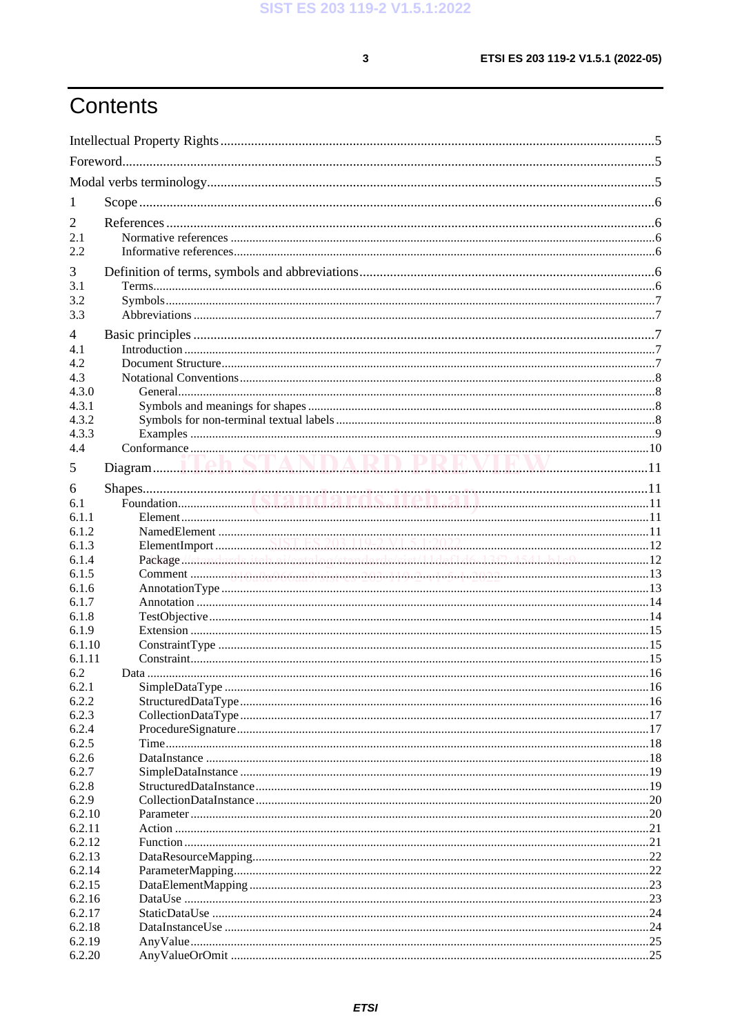# Contents

Intellectual Property Rights ....................................................................................................................5

Foreword....................................................................................................................................................5

Modal verbs terminology...........................................................................................................................5

1 Scope ......................................................................................................................................................6

2 References ..............................................................................................................................................6
2.1 Normative references ...........................................................................................................................6
2.2 Informative references..........................................................................................................................6

3 Definition of terms, symbols and abbreviations......................................................................................6
3.1 Terms.....................................................................................................................................................6
3.2 Symbols.................................................................................................................................................7
3.3 Abbreviations ........................................................................................................................................7

4 Basic principles .......................................................................................................................................7
4.1 Introduction ...........................................................................................................................................7
4.2 Document Structure...............................................................................................................................7
4.3 Notational Conventions.........................................................................................................................8
4.3.0 General...............................................................................................................................................8
4.3.1 Symbols and meanings for shapes .....................................................................................................8
4.3.2 Symbols for non-terminal textual labels ............................................................................................8
4.3.3 Examples ...........................................................................................................................................9
4.4 Conformance .........................................................................................................................................10

5 Diagram...................................................................................................................................................11

6 Shapes......................................................................................................................................................11
6.1 Foundation.............................................................................................................................................11
6.1.1 Element...............................................................................................................................................11
6.1.2 NamedElement ...................................................................................................................................11
6.1.3 ElementImport ....................................................................................................................................12
6.1.4 Package...............................................................................................................................................12
6.1.5 Comment ............................................................................................................................................13
6.1.6 AnnotationType ..................................................................................................................................13
6.1.7 Annotation ..........................................................................................................................................14
6.1.8 TestObjective......................................................................................................................................14
6.1.9 Extension ............................................................................................................................................15
6.1.10 ConstraintType .................................................................................................................................15
6.1.11 Constraint..........................................................................................................................................15
6.2 Data .......................................................................................................................................................16
6.2.1 SimpleDataType .................................................................................................................................16
6.2.2 StructuredDataType............................................................................................................................16
6.2.3 CollectionDataType............................................................................................................................17
6.2.4 ProcedureSignature.............................................................................................................................17
6.2.5 Time....................................................................................................................................................18
6.2.6 DataInstance .......................................................................................................................................18
6.2.7 SimpleDataInstance ............................................................................................................................19
6.2.8 StructuredDataInstance.......................................................................................................................19
6.2.9 CollectionDataInstance.......................................................................................................................20
6.2.10 Parameter...........................................................................................................................................20
6.2.11 Action ................................................................................................................................................21
6.2.12 Function.............................................................................................................................................21
6.2.13 DataResourceMapping.......................................................................................................................22
6.2.14 ParameterMapping.............................................................................................................................22
6.2.15 DataElementMapping ........................................................................................................................23
6.2.16 DataUse .............................................................................................................................................23
6.2.17 StaticDataUse ....................................................................................................................................24
6.2.18 DataInstanceUse ................................................................................................................................24
6.2.19 AnyValue...........................................................................................................................................25
6.2.20 AnyValueOrOmit ..............................................................................................................................25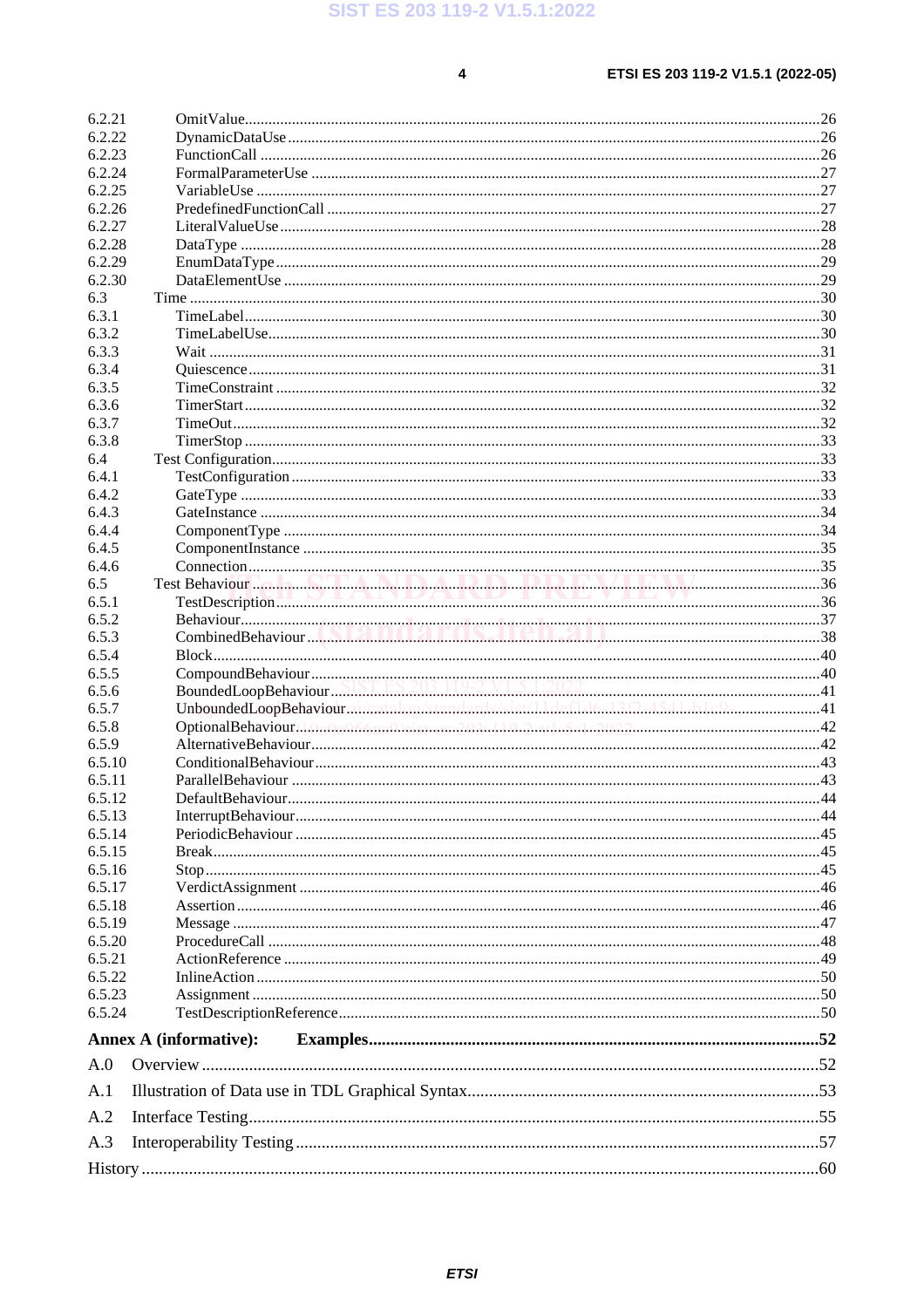6.2.21 OmitValue ........................................................................................................................................ 26
6.2.22 DynamicDataUse ............................................................................................................................. 26
6.2.23 FunctionCall .................................................................................................................................... 26
6.2.24 FormalParameterUse ....................................................................................................................... 27
6.2.25 VariableUse ..................................................................................................................................... 27
6.2.26 PredefinedFunctionCall ................................................................................................................... 27
6.2.27 LiteralValueUse ............................................................................................................................... 28
6.2.28 DataType ......................................................................................................................................... 28
6.2.29 EnumDataType ................................................................................................................................ 29
6.2.30 DataElementUse .............................................................................................................................. 29
6.3 Time ..................................................................................................................................................... 30
6.3.1 TimeLabel ........................................................................................................................................ 30
6.3.2 TimeLabelUse .................................................................................................................................. 30
6.3.3 Wait ................................................................................................................................................. 31
6.3.4 Quiescence ....................................................................................................................................... 31
6.3.5 TimeConstraint ................................................................................................................................ 32
6.3.6 TimerStart ........................................................................................................................................ 32
6.3.7 TimeOut ........................................................................................................................................... 32
6.3.8 TimerStop ........................................................................................................................................ 33
6.4 Test Configuration ................................................................................................................................ 33
6.4.1 TestConfiguration ............................................................................................................................ 33
6.4.2 GateType ......................................................................................................................................... 33
6.4.3 GateInstance .................................................................................................................................... 34
6.4.4 ComponentType .............................................................................................................................. 34
6.4.5 ComponentInstance ......................................................................................................................... 35
6.4.6 Connection ....................................................................................................................................... 35
6.5 Test Behaviour ...................................................................................................................................... 36
6.5.1 TestDescription ................................................................................................................................ 36
6.5.2 Behaviour ......................................................................................................................................... 37
6.5.3 CombinedBehaviour ........................................................................................................................ 38
6.5.4 Block ................................................................................................................................................ 40
6.5.5 CompoundBehaviour ....................................................................................................................... 40
6.5.6 BoundedLoopBehaviour .................................................................................................................. 41
6.5.7 UnboundedLoopBehaviour .............................................................................................................. 41
6.5.8 OptionalBehaviour ........................................................................................................................... 42
6.5.9 AlternativeBehaviour ....................................................................................................................... 42
6.5.10 ConditionalBehaviour ...................................................................................................................... 43
6.5.11 ParallelBehaviour ............................................................................................................................ 43
6.5.12 DefaultBehaviour ............................................................................................................................. 44
6.5.13 InterruptBehaviour ........................................................................................................................... 44
6.5.14 PeriodicBehaviour ........................................................................................................................... 45
6.5.15 Break ................................................................................................................................................ 45
6.5.16 Stop .................................................................................................................................................. 45
6.5.17 VerdictAssignment .......................................................................................................................... 46
6.5.18 Assertion .......................................................................................................................................... 46
6.5.19 Message ........................................................................................................................................... 47
6.5.20 ProcedureCall .................................................................................................................................. 48
6.5.21 ActionReference .............................................................................................................................. 49
6.5.22 InlineAction ..................................................................................................................................... 50
6.5.23 Assignment ...................................................................................................................................... 50
6.5.24 TestDescriptionReference ................................................................................................................ 50

**Annex A (informative): Examples** ........................................................................................................ 52

A.0 Overview ........................................................................................................................................... 52
A.1 Illustration of Data use in TDL Graphical Syntax ............................................................................ 53
A.2 Interface Testing ............................................................................................................................... 55
A.3 Interoperability Testing ..................................................................................................................... 57

History ................................................................................................................................................... 60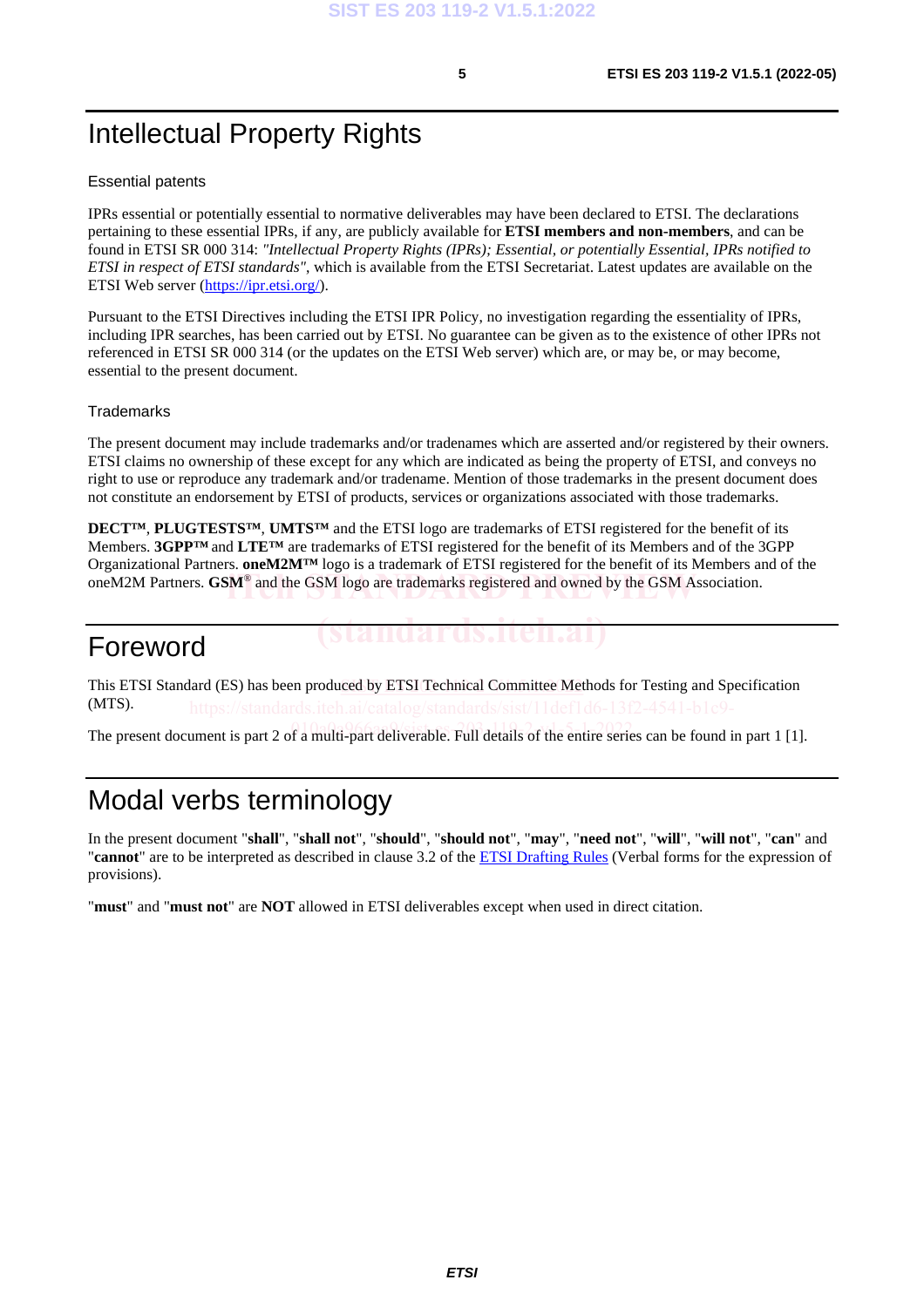# Intellectual Property Rights

## Essential patents

IPRs essential or potentially essential to normative deliverables may have been declared to ETSI. The declarations pertaining to these essential IPRs, if any, are publicly available for **ETSI members and non-members**, and can be found in ETSI SR 000 314: *"Intellectual Property Rights (IPRs); Essential, or potentially Essential, IPRs notified to ETSI in respect of ETSI standards"*, which is available from the ETSI Secretariat. Latest updates are available on the ETSI Web server (https://ipr.etsi.org/).

Pursuant to the ETSI Directives including the ETSI IPR Policy, no investigation regarding the essentiality of IPRs, including IPR searches, has been carried out by ETSI. No guarantee can be given as to the existence of other IPRs not referenced in ETSI SR 000 314 (or the updates on the ETSI Web server) which are, or may be, or may become, essential to the present document.

## Trademarks

The present document may include trademarks and/or tradenames which are asserted and/or registered by their owners. ETSI claims no ownership of these except for any which are indicated as being the property of ETSI, and conveys no right to use or reproduce any trademark and/or tradename. Mention of those trademarks in the present document does not constitute an endorsement by ETSI of products, services or organizations associated with those trademarks.

**DECT™**, **PLUGTESTS™**, **UMTS™** and the ETSI logo are trademarks of ETSI registered for the benefit of its Members. **3GPP™** and **LTE™** are trademarks of ETSI registered for the benefit of its Members and of the 3GPP Organizational Partners. **oneM2M™** logo is a trademark of ETSI registered for the benefit of its Members and of the oneM2M Partners. **GSM**® and the GSM logo are trademarks registered and owned by the GSM Association.

# Foreword

This ETSI Standard (ES) has been produced by ETSI Technical Committee Methods for Testing and Specification (MTS).

The present document is part 2 of a multi-part deliverable. Full details of the entire series can be found in part 1 [1].

# Modal verbs terminology

In the present document "**shall**", "**shall not**", "**should**", "**should not**", "**may**", "**need not**", "**will**", "**will not**", "**can**" and "**cannot**" are to be interpreted as described in clause 3.2 of the ETSI Drafting Rules (Verbal forms for the expression of provisions).

"**must**" and "**must not**" are **NOT** allowed in ETSI deliverables except when used in direct citation.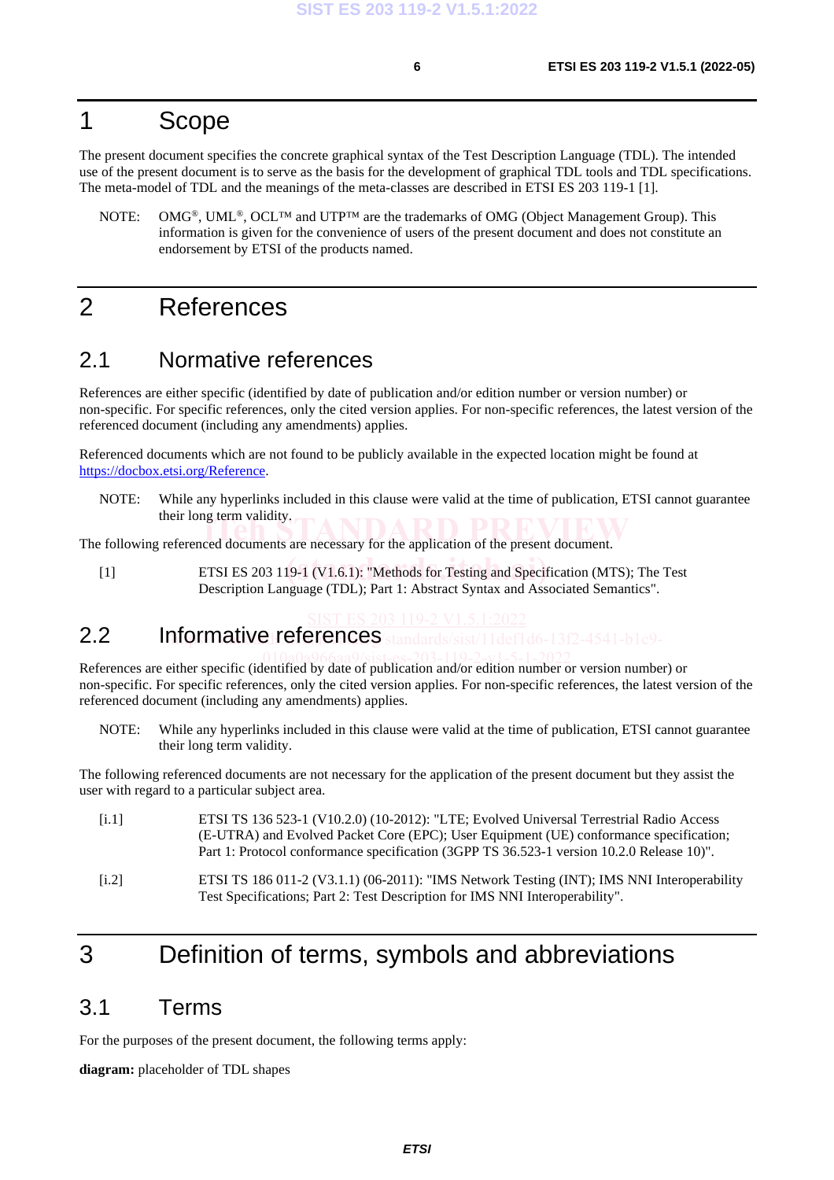# 1 Scope

The present document specifies the concrete graphical syntax of the Test Description Language (TDL). The intended use of the present document is to serve as the basis for the development of graphical TDL tools and TDL specifications. The meta-model of TDL and the meanings of the meta-classes are described in ETSI ES 203 119-1 [1].

NOTE: OMG®, UML®, OCL™ and UTP™ are the trademarks of OMG (Object Management Group). This information is given for the convenience of users of the present document and does not constitute an endorsement by ETSI of the products named.

# 2 References

## 2.1 Normative references

References are either specific (identified by date of publication and/or edition number or version number) or non-specific. For specific references, only the cited version applies. For non-specific references, the latest version of the referenced document (including any amendments) applies.

Referenced documents which are not found to be publicly available in the expected location might be found at https://docbox.etsi.org/Reference.

NOTE: While any hyperlinks included in this clause were valid at the time of publication, ETSI cannot guarantee their long term validity.

The following referenced documents are necessary for the application of the present document.

[1] ETSI ES 203 119-1 (V1.6.1): "Methods for Testing and Specification (MTS); The Test Description Language (TDL); Part 1: Abstract Syntax and Associated Semantics".

## 2.2 Informative references

References are either specific (identified by date of publication and/or edition number or version number) or non-specific. For specific references, only the cited version applies. For non-specific references, the latest version of the referenced document (including any amendments) applies.

NOTE: While any hyperlinks included in this clause were valid at the time of publication, ETSI cannot guarantee their long term validity.

The following referenced documents are not necessary for the application of the present document but they assist the user with regard to a particular subject area.

[i.1] ETSI TS 136 523-1 (V10.2.0) (10-2012): "LTE; Evolved Universal Terrestrial Radio Access (E-UTRA) and Evolved Packet Core (EPC); User Equipment (UE) conformance specification; Part 1: Protocol conformance specification (3GPP TS 36.523-1 version 10.2.0 Release 10)".

[i.2] ETSI TS 186 011-2 (V3.1.1) (06-2011): "IMS Network Testing (INT); IMS NNI Interoperability Test Specifications; Part 2: Test Description for IMS NNI Interoperability".

# 3 Definition of terms, symbols and abbreviations

## 3.1 Terms

For the purposes of the present document, the following terms apply:

**diagram:** placeholder of TDL shapes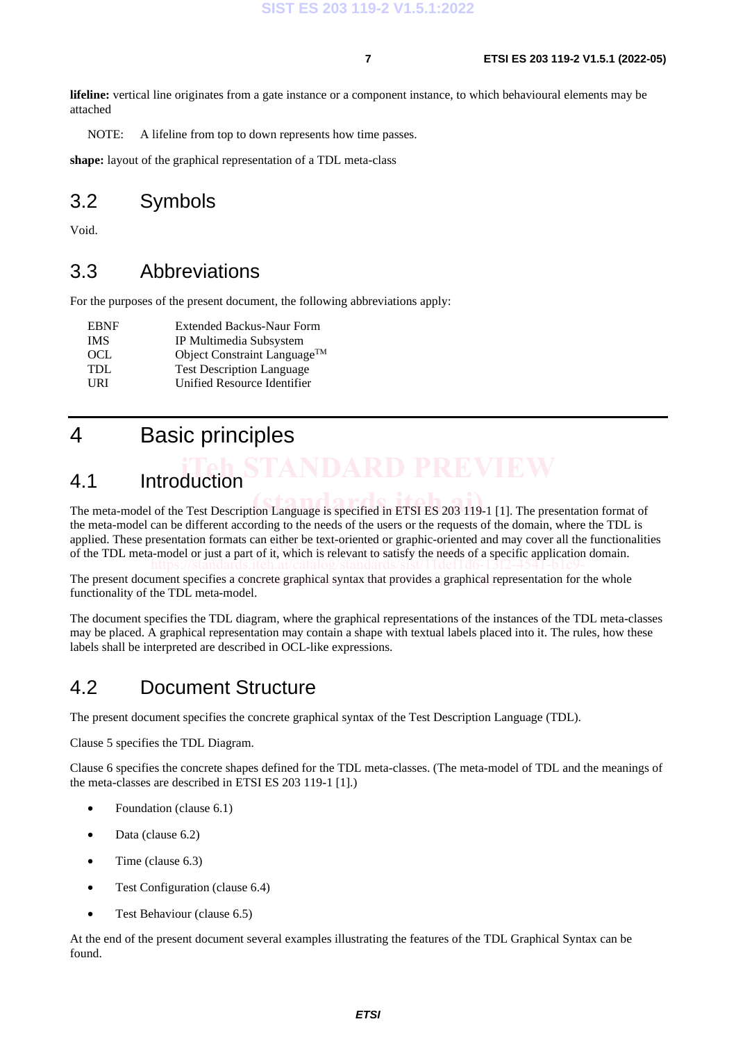**lifeline:** vertical line originates from a gate instance or a component instance, to which behavioural elements may be attached

NOTE: A lifeline from top to down represents how time passes.

**shape:** layout of the graphical representation of a TDL meta-class

## 3.2 Symbols

Void.

## 3.3 Abbreviations

For the purposes of the present document, the following abbreviations apply:

| | |
|---|---|
| EBNF | Extended Backus-Naur Form |
| IMS | IP Multimedia Subsystem |
| OCL | Object Constraint Language™ |
| TDL | Test Description Language |
| URI | Unified Resource Identifier |

# 4 Basic principles

## 4.1 Introduction

The meta-model of the Test Description Language is specified in ETSI ES 203 119-1 [1]. The presentation format of the meta-model can be different according to the needs of the users or the requests of the domain, where the TDL is applied. These presentation formats can either be text-oriented or graphic-oriented and may cover all the functionalities of the TDL meta-model or just a part of it, which is relevant to satisfy the needs of a specific application domain.

The present document specifies a concrete graphical syntax that provides a graphical representation for the whole functionality of the TDL meta-model.

The document specifies the TDL diagram, where the graphical representations of the instances of the TDL meta-classes may be placed. A graphical representation may contain a shape with textual labels placed into it. The rules, how these labels shall be interpreted are described in OCL-like expressions.

## 4.2 Document Structure

The present document specifies the concrete graphical syntax of the Test Description Language (TDL).

Clause 5 specifies the TDL Diagram.

Clause 6 specifies the concrete shapes defined for the TDL meta-classes. (The meta-model of TDL and the meanings of the meta-classes are described in ETSI ES 203 119-1 [1].)

- Foundation (clause 6.1)
- Data (clause 6.2)
- Time (clause 6.3)
- Test Configuration (clause 6.4)
- Test Behaviour (clause 6.5)

At the end of the present document several examples illustrating the features of the TDL Graphical Syntax can be found.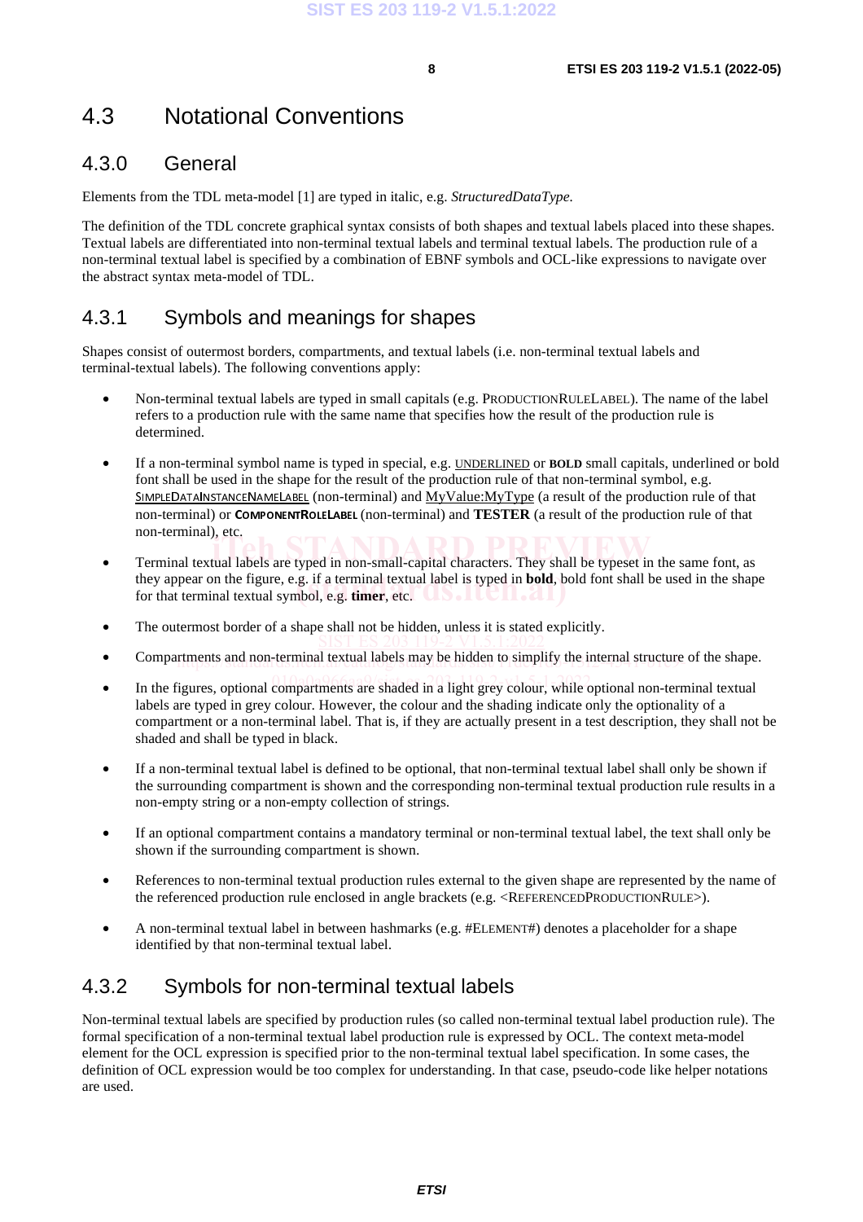## 4.3 Notational Conventions

### 4.3.0 General

Elements from the TDL meta-model [1] are typed in italic, e.g. *StructuredDataType*.

The definition of the TDL concrete graphical syntax consists of both shapes and textual labels placed into these shapes. Textual labels are differentiated into non-terminal textual labels and terminal textual labels. The production rule of a non-terminal textual label is specified by a combination of EBNF symbols and OCL-like expressions to navigate over the abstract syntax meta-model of TDL.

### 4.3.1 Symbols and meanings for shapes

Shapes consist of outermost borders, compartments, and textual labels (i.e. non-terminal textual labels and terminal-textual labels). The following conventions apply:

- Non-terminal textual labels are typed in small capitals (e.g. PRODUCTIONRULELABEL). The name of the label refers to a production rule with the same name that specifies how the result of the production rule is determined.
- If a non-terminal symbol name is typed in special, e.g. UNDERLINED or **BOLD** small capitals, underlined or bold font shall be used in the shape for the result of the production rule of that non-terminal symbol, e.g. SIMPLEDATAINSTANCENAMELABEL (non-terminal) and MyValue:MyType (a result of the production rule of that non-terminal) or **COMPONENTROLELABEL** (non-terminal) and **TESTER** (a result of the production rule of that non-terminal), etc.
- Terminal textual labels are typed in non-small-capital characters. They shall be typeset in the same font, as they appear on the figure, e.g. if a terminal textual label is typed in **bold**, bold font shall be used in the shape for that terminal textual symbol, e.g. **timer**, etc.
- The outermost border of a shape shall not be hidden, unless it is stated explicitly.
- Compartments and non-terminal textual labels may be hidden to simplify the internal structure of the shape.
- In the figures, optional compartments are shaded in a light grey colour, while optional non-terminal textual labels are typed in grey colour. However, the colour and the shading indicate only the optionality of a compartment or a non-terminal label. That is, if they are actually present in a test description, they shall not be shaded and shall be typed in black.
- If a non-terminal textual label is defined to be optional, that non-terminal textual label shall only be shown if the surrounding compartment is shown and the corresponding non-terminal textual production rule results in a non-empty string or a non-empty collection of strings.
- If an optional compartment contains a mandatory terminal or non-terminal textual label, the text shall only be shown if the surrounding compartment is shown.
- References to non-terminal textual production rules external to the given shape are represented by the name of the referenced production rule enclosed in angle brackets (e.g. <REFERENCEDPRODUCTIONRULE>).
- A non-terminal textual label in between hashmarks (e.g. #ELEMENT#) denotes a placeholder for a shape identified by that non-terminal textual label.

### 4.3.2 Symbols for non-terminal textual labels

Non-terminal textual labels are specified by production rules (so called non-terminal textual label production rule). The formal specification of a non-terminal textual label production rule is expressed by OCL. The context meta-model element for the OCL expression is specified prior to the non-terminal textual label specification. In some cases, the definition of OCL expression would be too complex for understanding. In that case, pseudo-code like helper notations are used.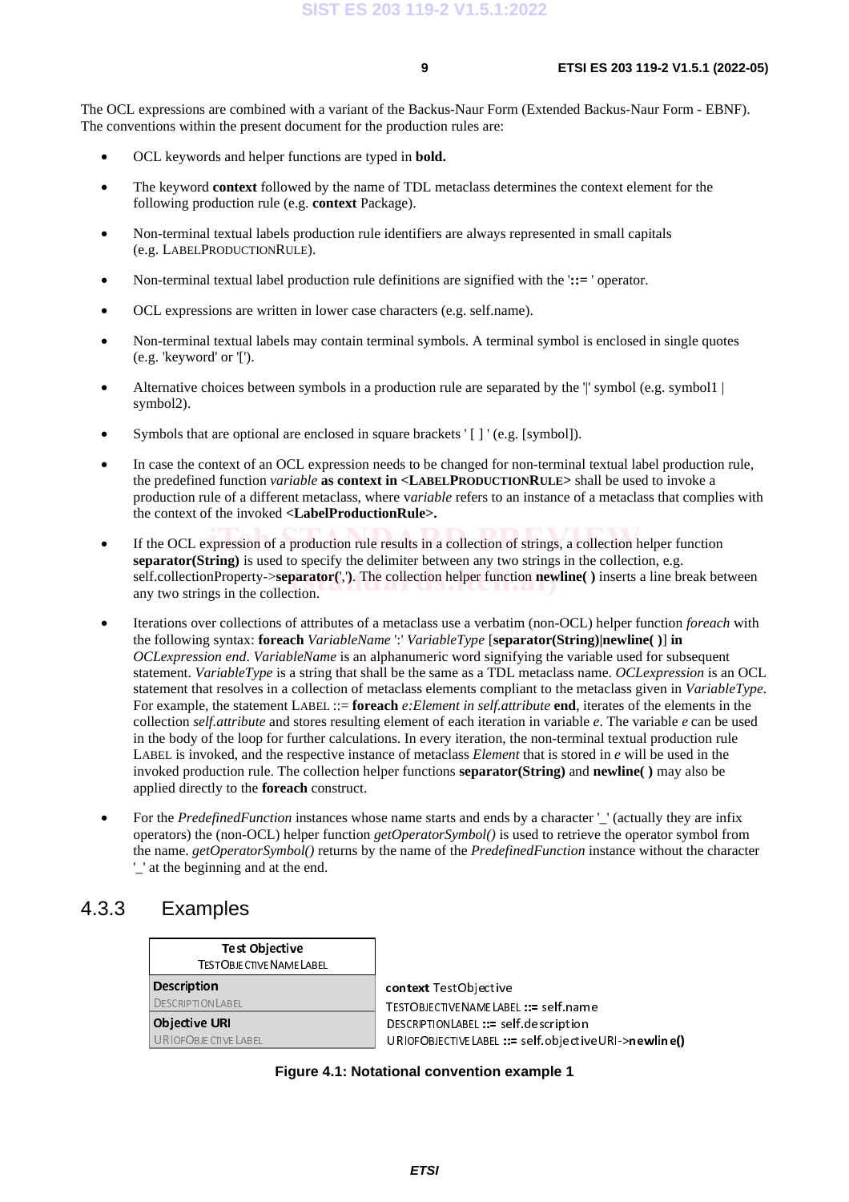The OCL expressions are combined with a variant of the Backus-Naur Form (Extended Backus-Naur Form - EBNF). The conventions within the present document for the production rules are:

- OCL keywords and helper functions are typed in **bold.**
- The keyword **context** followed by the name of TDL metaclass determines the context element for the following production rule (e.g. **context** Package).
- Non-terminal textual labels production rule identifiers are always represented in small capitals (e.g. LABELPRODUCTIONRULE).
- Non-terminal textual label production rule definitions are signified with the '**::=** ' operator.
- OCL expressions are written in lower case characters (e.g. self.name).
- Non-terminal textual labels may contain terminal symbols. A terminal symbol is enclosed in single quotes (e.g. 'keyword' or '[').
- Alternative choices between symbols in a production rule are separated by the '|' symbol (e.g. symbol1 | symbol2).
- Symbols that are optional are enclosed in square brackets ' [ ] ' (e.g. [symbol]).
- In case the context of an OCL expression needs to be changed for non-terminal textual label production rule, the predefined function *variable* **as context in <LABELPRODUCTIONRULE>** shall be used to invoke a production rule of a different metaclass, where v*ariable* refers to an instance of a metaclass that complies with the context of the invoked **<LabelProductionRule>.**
- If the OCL expression of a production rule results in a collection of strings, a collection helper function **separator(String)** is used to specify the delimiter between any two strings in the collection, e.g. self.collectionProperty->**separator(',')**. The collection helper function **newline( )** inserts a line break between any two strings in the collection.
- Iterations over collections of attributes of a metaclass use a verbatim (non-OCL) helper function *foreach* with the following syntax: **foreach** *VariableName* ':' *VariableType* [**separator(String)|newline( )**] **in** *OCLexpression end*. *VariableName* is an alphanumeric word signifying the variable used for subsequent statement. *VariableType* is a string that shall be the same as a TDL metaclass name. *OCLexpression* is an OCL statement that resolves in a collection of metaclass elements compliant to the metaclass given in *VariableType*. For example, the statement LABEL ::= **foreach** *e:Element in self.attribute* **end**, iterates of the elements in the collection *self.attribute* and stores resulting element of each iteration in variable *e*. The variable *e* can be used in the body of the loop for further calculations. In every iteration, the non-terminal textual production rule LABEL is invoked, and the respective instance of metaclass *Element* that is stored in *e* will be used in the invoked production rule. The collection helper functions **separator(String)** and **newline( )** may also be applied directly to the **foreach** construct.
- For the *PredefinedFunction* instances whose name starts and ends by a character '_' (actually they are infix operators) the (non-OCL) helper function *getOperatorSymbol()* is used to retrieve the operator symbol from the name. *getOperatorSymbol()* returns by the name of the *PredefinedFunction* instance without the character '_' at the beginning and at the end.

## 4.3.3 Examples

| **Test Objective**<br>TESTOBJECTIVENAMELABEL |
|---|
| **Description**<br>DESCRIPTIONLABEL |
| **Objective URI**<br>URIOFOBJECTIVELABEL |

**context** TestObjective
TESTOBJECTIVENAMELABEL **::=** self.name
DESCRIPTIONLABEL **::=** self.description
URIOFOBJECTIVELABEL **::=** self.objectiveURI->**newline()**

**Figure 4.1: Notational convention example 1**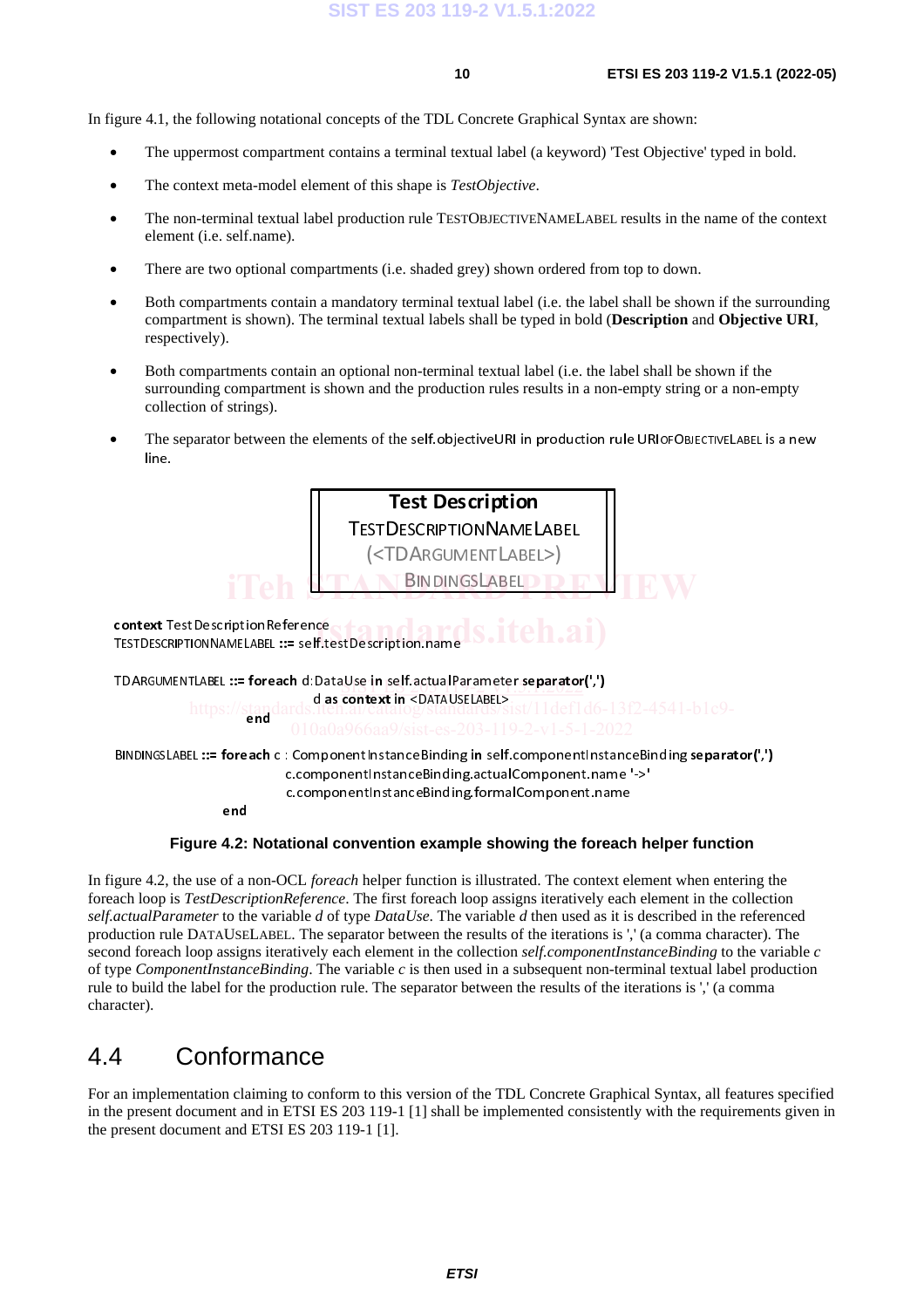In figure 4.1, the following notational concepts of the TDL Concrete Graphical Syntax are shown:

- The uppermost compartment contains a terminal textual label (a keyword) 'Test Objective' typed in bold.
- The context meta-model element of this shape is *TestObjective*.
- The non-terminal textual label production rule TESTOBJECTIVENAMELABEL results in the name of the context element (i.e. self.name).
- There are two optional compartments (i.e. shaded grey) shown ordered from top to down.
- Both compartments contain a mandatory terminal textual label (i.e. the label shall be shown if the surrounding compartment is shown). The terminal textual labels shall be typed in bold (**Description** and **Objective URI**, respectively).
- Both compartments contain an optional non-terminal textual label (i.e. the label shall be shown if the surrounding compartment is shown and the production rules results in a non-empty string or a non-empty collection of strings).
- The separator between the elements of the self.objectiveURI in production rule URIOFOBJECTIVELABEL is a new line.

```
Test Description
TESTDESCRIPTIONNAMELABEL
(<TDARGUMENTLABEL>)
BINDINGSLABEL

context TestDescriptionReference
TESTDESCRIPTIONNAMELABEL ::= self.testDescription.name

TDARGUMENTLABEL ::= foreach d:DataUse in self.actualParameter separator(',')
                        d as context in <DATAUSELABEL>
                    end

BINDINGSLABEL ::= foreach c : ComponentInstanceBinding in self.componentInstanceBinding separator(',')
                      c.componentInstanceBinding.actualComponent.name '->'
                      c.componentInstanceBinding.formalComponent.name
                  end
```

**Figure 4.2: Notational convention example showing the foreach helper function**

In figure 4.2, the use of a non-OCL *foreach* helper function is illustrated. The context element when entering the foreach loop is *TestDescriptionReference*. The first foreach loop assigns iteratively each element in the collection *self.actualParameter* to the variable *d* of type *DataUse*. The variable *d* then used as it is described in the referenced production rule DATAUSELABEL. The separator between the results of the iterations is ',' (a comma character). The second foreach loop assigns iteratively each element in the collection *self.componentInstanceBinding* to the variable *c* of type *ComponentInstanceBinding*. The variable *c* is then used in a subsequent non-terminal textual label production rule to build the label for the production rule. The separator between the results of the iterations is ',' (a comma character).

## 4.4 Conformance

For an implementation claiming to conform to this version of the TDL Concrete Graphical Syntax, all features specified in the present document and in ETSI ES 203 119-1 [1] shall be implemented consistently with the requirements given in the present document and ETSI ES 203 119-1 [1].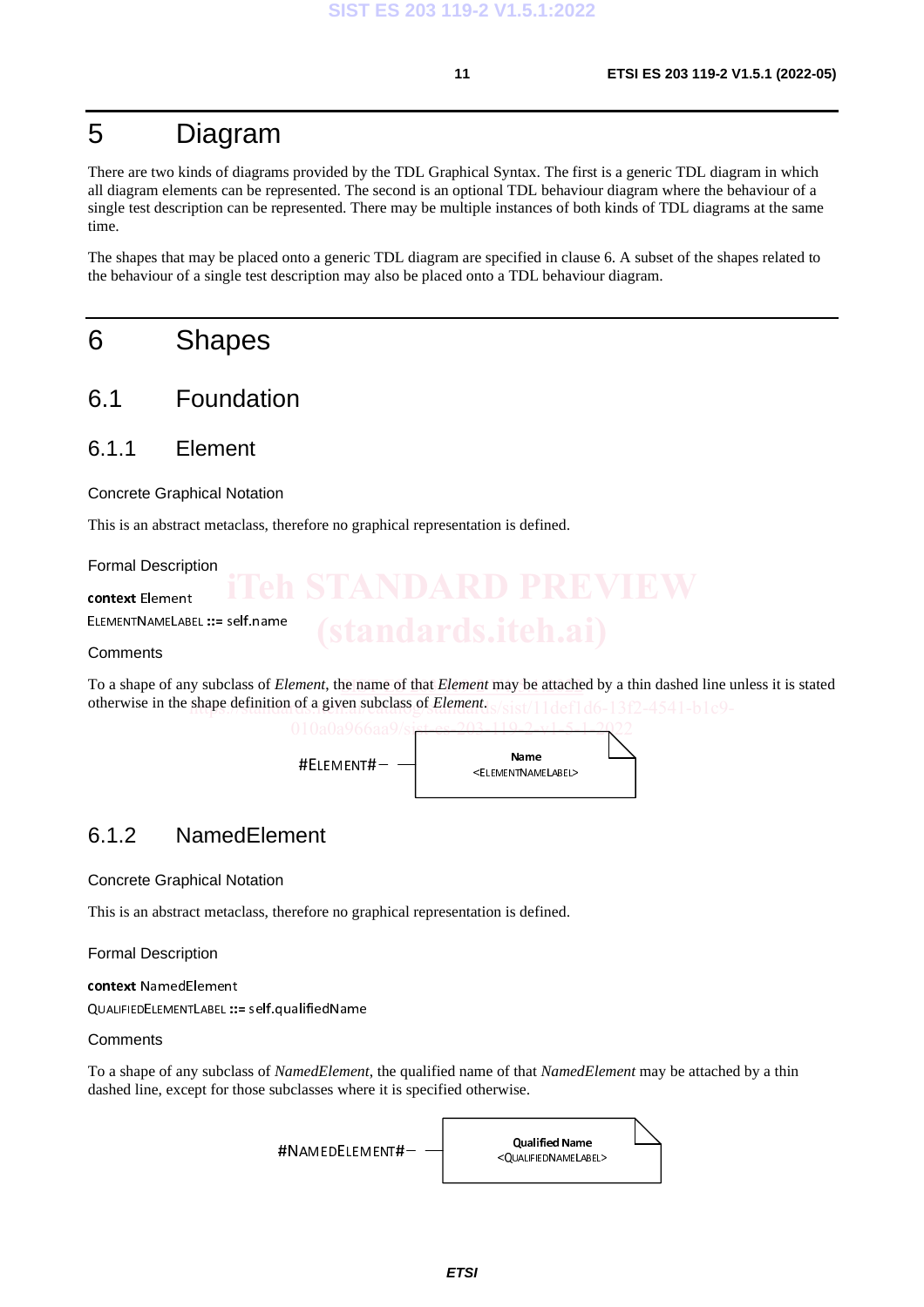# 5 Diagram

There are two kinds of diagrams provided by the TDL Graphical Syntax. The first is a generic TDL diagram in which all diagram elements can be represented. The second is an optional TDL behaviour diagram where the behaviour of a single test description can be represented. There may be multiple instances of both kinds of TDL diagrams at the same time.

The shapes that may be placed onto a generic TDL diagram are specified in clause 6. A subset of the shapes related to the behaviour of a single test description may also be placed onto a TDL behaviour diagram.

# 6 Shapes

## 6.1 Foundation

### 6.1.1 Element

Concrete Graphical Notation

This is an abstract metaclass, therefore no graphical representation is defined.

Formal Description

**context** Element

ELEMENTNAMELABEL **::=** self.name

Comments

To a shape of any subclass of *Element*, the name of that *Element* may be attached by a thin dashed line unless it is stated otherwise in the shape definition of a given subclass of *Element*.

#ELEMENT# — Name <ELEMENTNAMELABEL>

### 6.1.2 NamedElement

Concrete Graphical Notation

This is an abstract metaclass, therefore no graphical representation is defined.

Formal Description

**context** NamedElement

QUALIFIEDELEMENTLABEL **::=** self.qualifiedName

Comments

To a shape of any subclass of *NamedElement*, the qualified name of that *NamedElement* may be attached by a thin dashed line, except for those subclasses where it is specified otherwise.

#NAMEDELEMENT# — Qualified Name <QUALIFIEDNAMELABEL>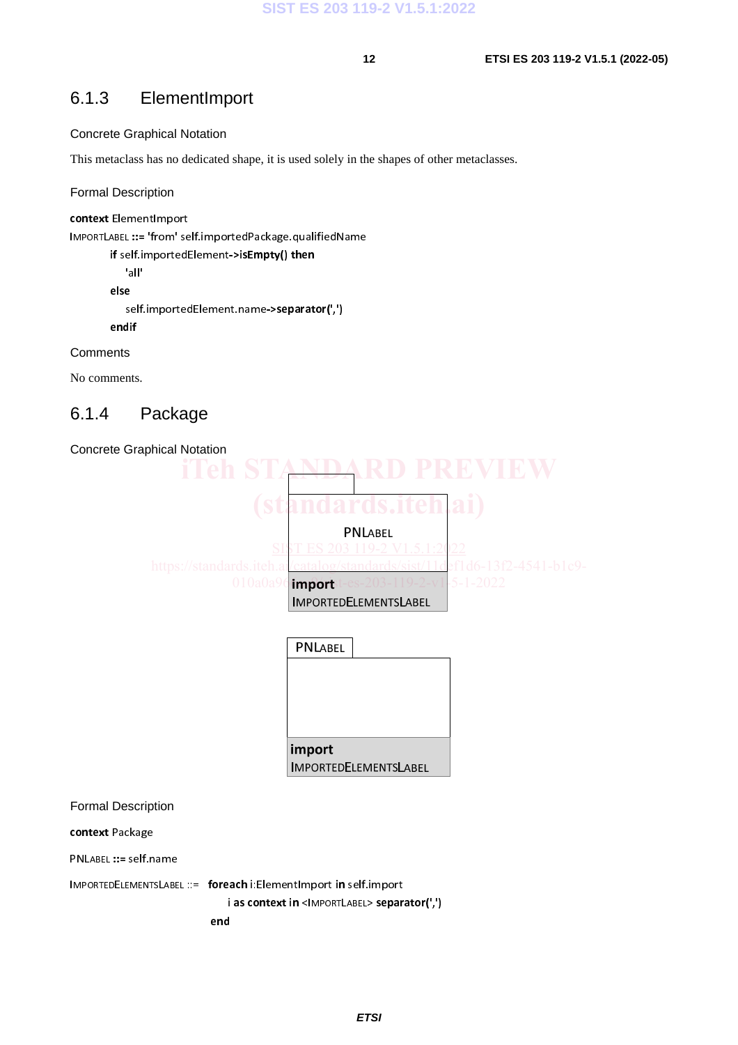## 6.1.3 ElementImport

Concrete Graphical Notation

This metaclass has no dedicated shape, it is used solely in the shapes of other metaclasses.

Formal Description

```
context ElementImport
IMPORTLABEL ::= 'from' self.importedPackage.qualifiedName
        if self.importedElement->isEmpty() then
            'all'
        else
            self.importedElement.name->separator(',')
        endif
```

Comments

No comments.

## 6.1.4 Package

Concrete Graphical Notation

PNLABEL

**import**
IMPORTEDELEMENTSLABEL

PNLABEL

**import**
IMPORTEDELEMENTSLABEL

Formal Description

```
context Package

PNLABEL ::= self.name

IMPORTEDELEMENTSLABEL ::=   foreach i:ElementImport in self.import
                                i as context in <IMPORTLABEL> separator(',')
                            end
```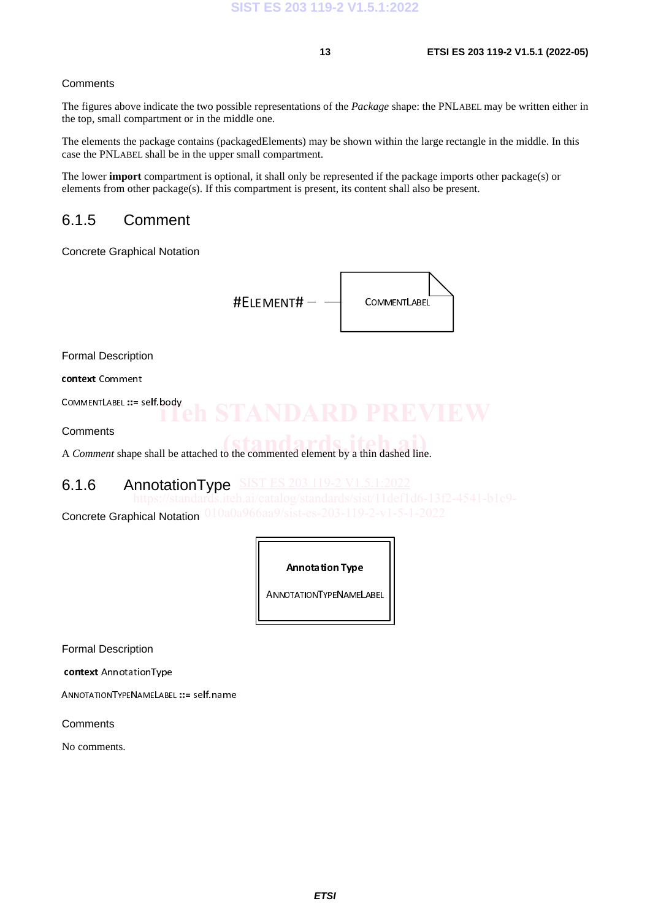Comments

The figures above indicate the two possible representations of the *Package* shape: the PNLABEL may be written either in the top, small compartment or in the middle one.

The elements the package contains (packagedElements) may be shown within the large rectangle in the middle. In this case the PNLABEL shall be in the upper small compartment.

The lower **import** compartment is optional, it shall only be represented if the package imports other package(s) or elements from other package(s). If this compartment is present, its content shall also be present.

## 6.1.5 Comment

Concrete Graphical Notation

#ELEMENT#

COMMENTLABEL

Formal Description

**context** Comment

COMMENTLABEL **::=** self.body

Comments

A *Comment* shape shall be attached to the commented element by a thin dashed line.

## 6.1.6 AnnotationType

Concrete Graphical Notation

**Annotation Type**

ANNOTATIONTYPENAMELABEL

Formal Description

**context** AnnotationType

ANNOTATIONTYPENAMELABEL **::=** self.name

Comments

No comments.